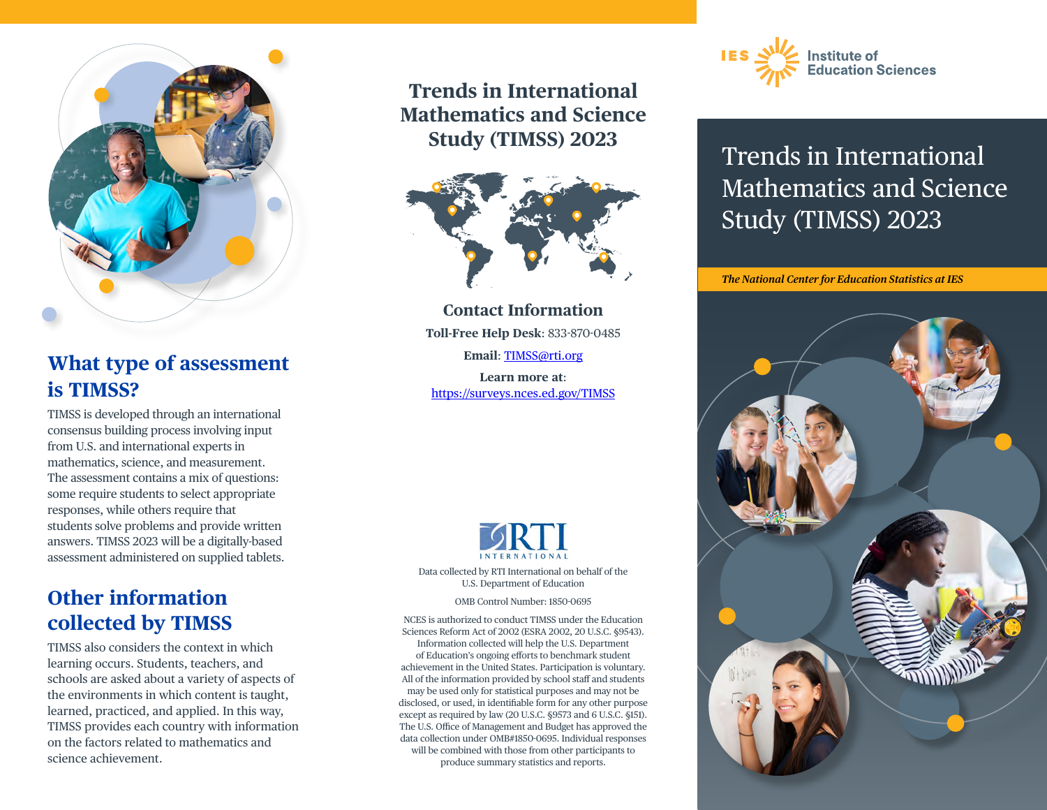## What type of assessment is TIMSS?

TIMSS is developed through an international consensus building process involving input from U.S. and international experts in mathematics, science, and measurement. The assessment contains a mix of questions: some require students to select appropriate responses, while others require that students solve problems and provide written answers. TIMSS 2023 will be a digitally-based assessment administered on supplied tablets.

## Other information collected by TIMSS

TIMSS also considers the context in which learning occurs. Students, teachers, and schools are asked about a variety of aspects of the environments in which content is taught, learned, practiced, and applied. In this way, TIMSS provides each country with information on the factors related to mathematics and science achievement.

# Trends in International Mathematics and Science Study (TIMSS) 2023

## Contact Information

**Toll-Free Help Desk**: 833-870-0485

**Email**: TIMSS@rti.org

**Learn more at**: https://surveys.nces.ed.gov/TIMSS

RTI INTERNATIONAL

Data collected by RTI International on behalf of the U.S. Department of Education

OMB Control Number: 1850-0695

NCES is authorized to conduct TIMSS under the Education Sciences Reform Act of 2002 (ESRA 2002, 20 U.S.C. §9543). Information collected will help the U.S. Department of Education's ongoing efforts to benchmark student achievement in the United States. Participation is voluntary. All of the information provided by school staff and students may be used only for statistical purposes and may not be disclosed, or used, in identifiable form for any other purpose except as required by law (20 U.S.C. §9573 and 6 U.S.C. §151). The U.S. Office of Management and Budget has approved the data collection under OMB#1850-0695. Individual responses will be combined with those from other participants to produce summary statistics and reports.

IES Institute of Education Sciences

# Trends in International Mathematics and Science Study (TIMSS) 2023

*The National Center for Education Statistics at IES*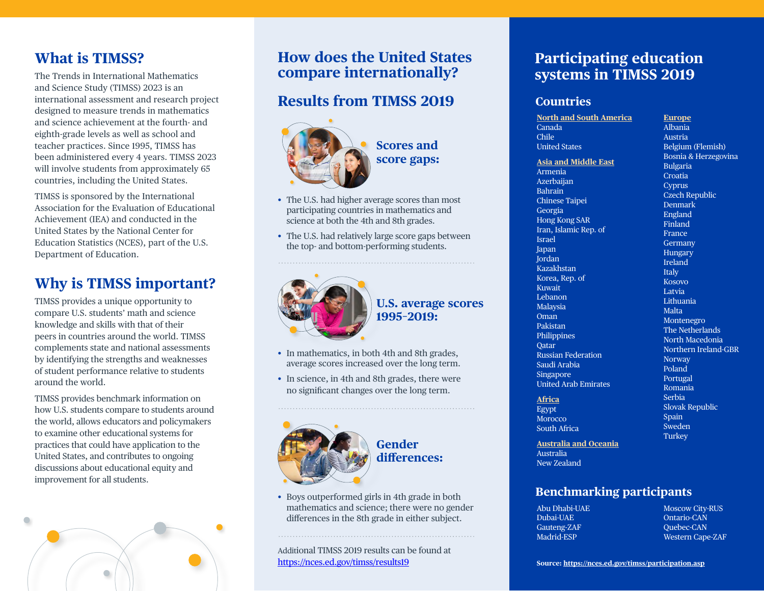## What is TIMSS?

The Trends in International Mathematics and Science Study (TIMSS) 2023 is an international assessment and research project designed to measure trends in mathematics and science achievement at the fourth- and eighth-grade levels as well as school and teacher practices. Since 1995, TIMSS has been administered every 4 years. TIMSS 2023 will involve students from approximately 65 countries, including the United States.

TIMSS is sponsored by the International Association for the Evaluation of Educational Achievement (IEA) and conducted in the United States by the National Center for Education Statistics (NCES), part of the U.S. Department of Education.

## Why is TIMSS important?

TIMSS provides a unique opportunity to compare U.S. students' math and science knowledge and skills with that of their peers in countries around the world. TIMSS complements state and national assessments by identifying the strengths and weaknesses of student performance relative to students around the world.

TIMSS provides benchmark information on how U.S. students compare to students around the world, allows educators and policymakers to examine other educational systems for practices that could have application to the United States, and contributes to ongoing discussions about educational equity and improvement for all students.

## How does the United States compare internationally?

## Results from TIMSS 2019

### Scores and score gaps:

- The U.S. had higher average scores than most participating countries in mathematics and science at both the 4th and 8th grades.
- The U.S. had relatively large score gaps between the top- and bottom-performing students.

### U.S. average scores 1995–2019:

- In mathematics, in both 4th and 8th grades, average scores increased over the long term.
- In science, in 4th and 8th grades, there were no significant changes over the long term.

### Gender differences:

- Boys outperformed girls in 4th grade in both mathematics and science; there were no gender differences in the 8th grade in either subject.

Additional TIMSS 2019 results can be found at https://nces.ed.gov/timss/results19

## Participating education systems in TIMSS 2019

### Countries

**North and South America**
Canada
Chile
United States

**Asia and Middle East**
Armenia
Azerbaijan
Bahrain
Chinese Taipei
Georgia
Hong Kong SAR
Iran, Islamic Rep. of
Israel
Japan
Jordan
Kazakhstan
Korea, Rep. of
Kuwait
Lebanon
Malaysia
Oman
Pakistan
Philippines
Qatar
Russian Federation
Saudi Arabia
Singapore
United Arab Emirates

**Africa**
Egypt
Morocco
South Africa

**Australia and Oceania**
Australia
New Zealand

**Europe**
Albania
Austria
Belgium (Flemish)
Bosnia & Herzegovina
Bulgaria
Croatia
Cyprus
Czech Republic
Denmark
England
Finland
France
Germany
Hungary
Ireland
Italy
Kosovo
Latvia
Lithuania
Malta
Montenegro
The Netherlands
North Macedonia
Northern Ireland-GBR
Norway
Poland
Portugal
Romania
Serbia
Slovak Republic
Spain
Sweden
Turkey

### Benchmarking participants

Abu Dhabi-UAE
Dubai-UAE
Gauteng-ZAF
Madrid-ESP
Moscow City-RUS
Ontario-CAN
Quebec-CAN
Western Cape-ZAF

**Source:** https://nces.ed.gov/timss/participation.asp